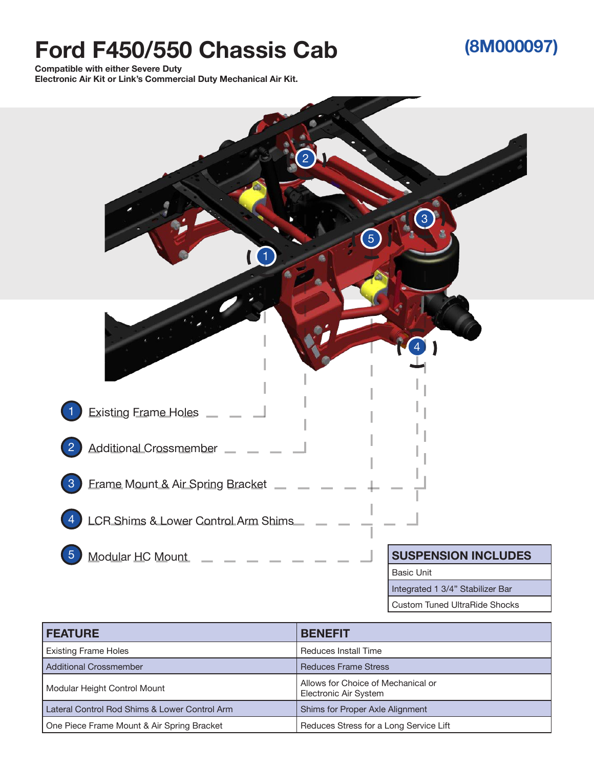# Ford F450/550 Chassis Cab

**(8M000097)**

**Compatible with either Severe Duty Electronic Air Kit or Link's Commercial Duty Mechanical Air Kit.**

1. Existing Frame Holes
2. Additional Crossmember
3. Frame Mount & Air Spring Bracket
4. LCR Shims & Lower Control Arm Shims
5. Modular HC Mount

| SUSPENSION INCLUDES |
| --- |
| Basic Unit |
| Integrated 1 3/4" Stabilizer Bar |
| Custom Tuned UltraRide Shocks |

| FEATURE | BENEFIT |
| --- | --- |
| Existing Frame Holes | Reduces Install Time |
| Additional Crossmember | Reduces Frame Stress |
| Modular Height Control Mount | Allows for Choice of Mechanical or Electronic Air System |
| Lateral Control Rod Shims & Lower Control Arm | Shims for Proper Axle Alignment |
| One Piece Frame Mount & Air Spring Bracket | Reduces Stress for a Long Service Lift |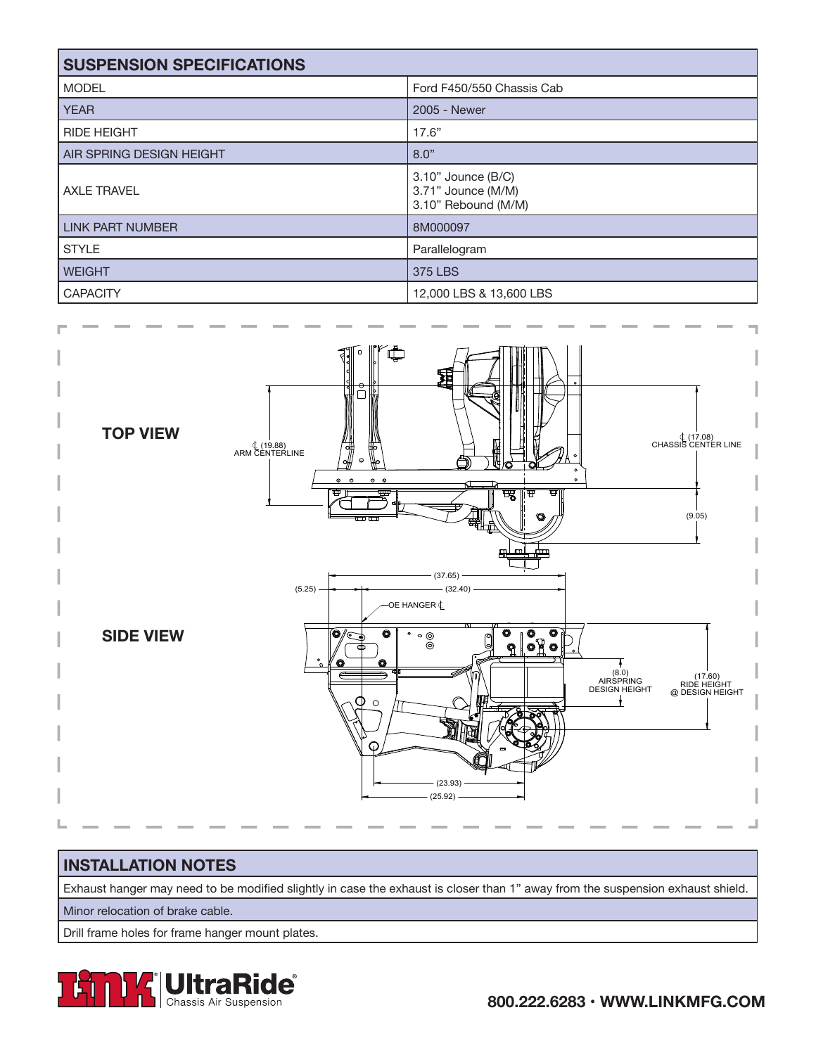| SUSPENSION SPECIFICATIONS | |
|---|---|
| MODEL | Ford F450/550 Chassis Cab |
| YEAR | 2005 - Newer |
| RIDE HEIGHT | 17.6” |
| AIR SPRING DESIGN HEIGHT | 8.0” |
| AXLE TRAVEL | 3.10” Jounce (B/C)<br>3.71” Jounce (M/M)<br>3.10” Rebound (M/M) |
| LINK PART NUMBER | 8M000097 |
| STYLE | Parallelogram |
| WEIGHT | 375 LBS |
| CAPACITY | 12,000 LBS & 13,600 LBS |

**TOP VIEW**

℄ (19.88)
ARM CENTERLINE

℄ (17.08)
CHASSIS CENTER LINE

(9.05)

**SIDE VIEW**

(37.65)

(5.25)

(32.40)

OE HANGER ℄

(8.0)
AIRSPRING
DESIGN HEIGHT

(17.60)
RIDE HEIGHT
@ DESIGN HEIGHT

(23.93)

(25.92)

| INSTALLATION NOTES |
|---|
| Exhaust hanger may need to be modified slightly in case the exhaust is closer than 1” away from the suspension exhaust shield. |
| Minor relocation of brake cable. |
| Drill frame holes for frame hanger mount plates. |

LINK® UltraRide® Chassis Air Suspension

800.222.6283 · WWW.LINKMFG.COM